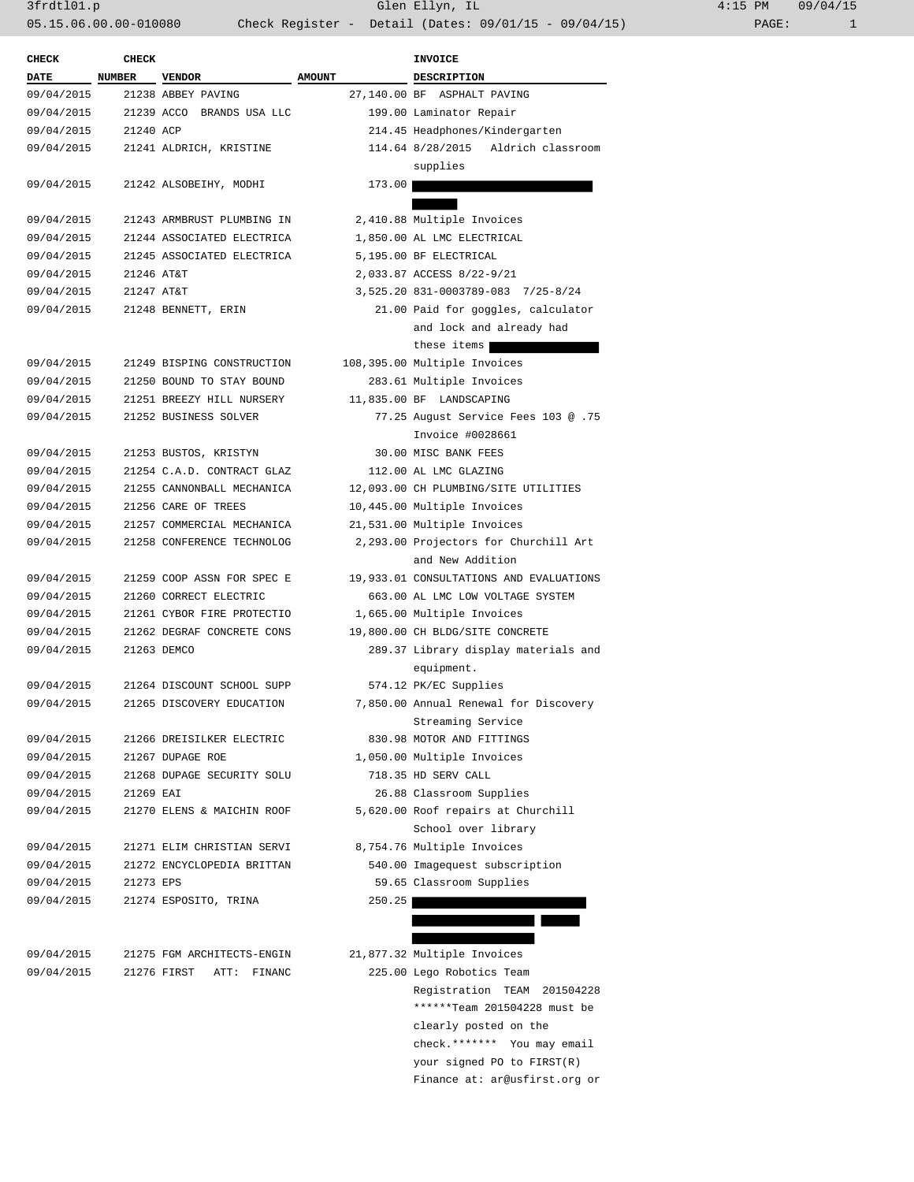3frdtl01.p Glen Ellyn, IL 4:15 PM 09/04/15

05.15.06.00.00-010080 Check Register - Detail (Dates: 09/01/15 - 09/04/15)

| CHECK DATE | CHECK NUMBER | VENDOR | AMOUNT | INVOICE DESCRIPTION |
|---|---|---|---|---|
| 09/04/2015 | 21238 | ABBEY PAVING | 27,140.00 | BF ASPHALT PAVING |
| 09/04/2015 | 21239 | ACCO BRANDS USA LLC | 199.00 | Laminator Repair |
| 09/04/2015 | 21240 | ACP | 214.45 | Headphones/Kindergarten |
| 09/04/2015 | 21241 | ALDRICH, KRISTINE | 114.64 | 8/28/2015 Aldrich classroom supplies |
| 09/04/2015 | 21242 | ALSOBEIHY, MODHI | 173.00 | |
| 09/04/2015 | 21243 | ARMBRUST PLUMBING IN | 2,410.88 | Multiple Invoices |
| 09/04/2015 | 21244 | ASSOCIATED ELECTRICA | 1,850.00 | AL LMC ELECTRICAL |
| 09/04/2015 | 21245 | ASSOCIATED ELECTRICA | 5,195.00 | BF ELECTRICAL |
| 09/04/2015 | 21246 | AT&T | 2,033.87 | ACCESS 8/22-9/21 |
| 09/04/2015 | 21247 | AT&T | 3,525.20 | 831-0003789-083 7/25-8/24 |
| 09/04/2015 | 21248 | BENNETT, ERIN | 21.00 | Paid for goggles, calculator and lock and already had these items |
| 09/04/2015 | 21249 | BISPING CONSTRUCTION | 108,395.00 | Multiple Invoices |
| 09/04/2015 | 21250 | BOUND TO STAY BOUND | 283.61 | Multiple Invoices |
| 09/04/2015 | 21251 | BREEZY HILL NURSERY | 11,835.00 | BF LANDSCAPING |
| 09/04/2015 | 21252 | BUSINESS SOLVER | 77.25 | August Service Fees 103 @ .75 Invoice #0028661 |
| 09/04/2015 | 21253 | BUSTOS, KRISTYN | 30.00 | MISC BANK FEES |
| 09/04/2015 | 21254 | C.A.D. CONTRACT GLAZ | 112.00 | AL LMC GLAZING |
| 09/04/2015 | 21255 | CANNONBALL MECHANICA | 12,093.00 | CH PLUMBING/SITE UTILITIES |
| 09/04/2015 | 21256 | CARE OF TREES | 10,445.00 | Multiple Invoices |
| 09/04/2015 | 21257 | COMMERCIAL MECHANICA | 21,531.00 | Multiple Invoices |
| 09/04/2015 | 21258 | CONFERENCE TECHNOLOG | 2,293.00 | Projectors for Churchill Art and New Addition |
| 09/04/2015 | 21259 | COOP ASSN FOR SPEC E | 19,933.01 | CONSULTATIONS AND EVALUATIONS |
| 09/04/2015 | 21260 | CORRECT ELECTRIC | 663.00 | AL LMC LOW VOLTAGE SYSTEM |
| 09/04/2015 | 21261 | CYBOR FIRE PROTECTIO | 1,665.00 | Multiple Invoices |
| 09/04/2015 | 21262 | DEGRAF CONCRETE CONS | 19,800.00 | CH BLDG/SITE CONCRETE |
| 09/04/2015 | 21263 | DEMCO | 289.37 | Library display materials and equipment. |
| 09/04/2015 | 21264 | DISCOUNT SCHOOL SUPP | 574.12 | PK/EC Supplies |
| 09/04/2015 | 21265 | DISCOVERY EDUCATION | 7,850.00 | Annual Renewal for Discovery Streaming Service |
| 09/04/2015 | 21266 | DREISILKER ELECTRIC | 830.98 | MOTOR AND FITTINGS |
| 09/04/2015 | 21267 | DUPAGE ROE | 1,050.00 | Multiple Invoices |
| 09/04/2015 | 21268 | DUPAGE SECURITY SOLU | 718.35 | HD SERV CALL |
| 09/04/2015 | 21269 | EAI | 26.88 | Classroom Supplies |
| 09/04/2015 | 21270 | ELENS & MAICHIN ROOF | 5,620.00 | Roof repairs at Churchill School over library |
| 09/04/2015 | 21271 | ELIM CHRISTIAN SERVI | 8,754.76 | Multiple Invoices |
| 09/04/2015 | 21272 | ENCYCLOPEDIA BRITTAN | 540.00 | Imagequest subscription |
| 09/04/2015 | 21273 | EPS | 59.65 | Classroom Supplies |
| 09/04/2015 | 21274 | ESPOSITO, TRINA | 250.25 | |
| 09/04/2015 | 21275 | FGM ARCHITECTS-ENGIN | 21,877.32 | Multiple Invoices |
| 09/04/2015 | 21276 | FIRST ATT: FINANC | 225.00 | Lego Robotics Team Registration TEAM 201504228 ******Team 201504228 must be clearly posted on the check.******* You may email your signed PO to FIRST(R) Finance at: ar@usfirst.org or |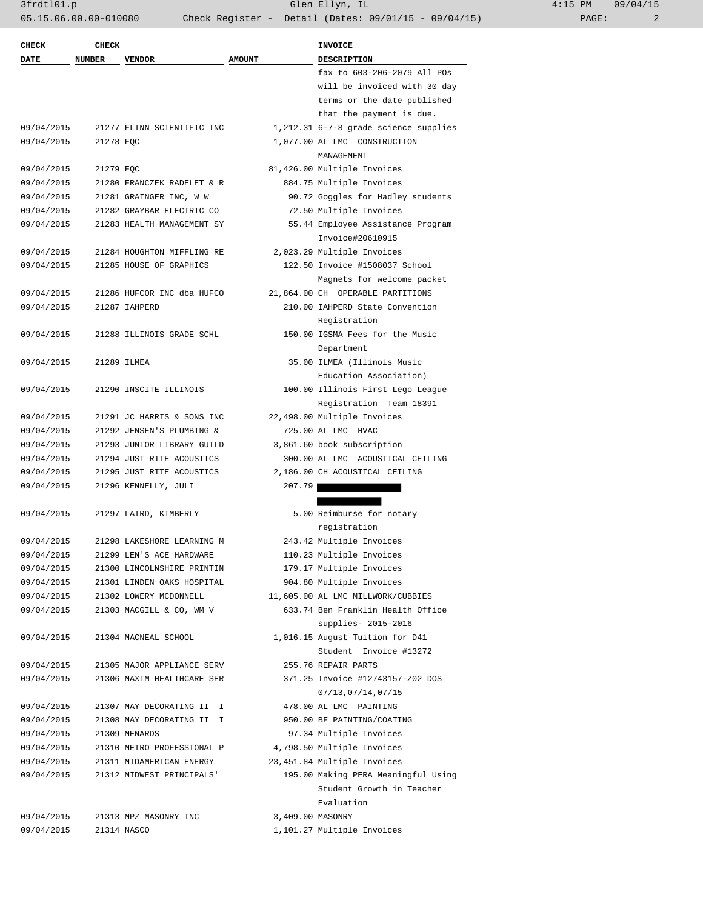| CHECK DATE | CHECK NUMBER | VENDOR | AMOUNT | INVOICE DESCRIPTION |
|---|---|---|---|---|
| | | | | fax to 603-206-2079 All POs will be invoiced with 30 day terms or the date published that the payment is due. |
| 09/04/2015 | 21277 | FLINN SCIENTIFIC INC | 1,212.31 | 6-7-8 grade science supplies |
| 09/04/2015 | 21278 | FQC | 1,077.00 | AL LMC CONSTRUCTION MANAGEMENT |
| 09/04/2015 | 21279 | FQC | 81,426.00 | Multiple Invoices |
| 09/04/2015 | 21280 | FRANCZEK RADELET & R | 884.75 | Multiple Invoices |
| 09/04/2015 | 21281 | GRAINGER INC, W W | 90.72 | Goggles for Hadley students |
| 09/04/2015 | 21282 | GRAYBAR ELECTRIC CO | 72.50 | Multiple Invoices |
| 09/04/2015 | 21283 | HEALTH MANAGEMENT SY | 55.44 | Employee Assistance Program Invoice#20610915 |
| 09/04/2015 | 21284 | HOUGHTON MIFFLING RE | 2,023.29 | Multiple Invoices |
| 09/04/2015 | 21285 | HOUSE OF GRAPHICS | 122.50 | Invoice #1508037 School Magnets for welcome packet |
| 09/04/2015 | 21286 | HUFCOR INC dba HUFCO | 21,864.00 | CH OPERABLE PARTITIONS |
| 09/04/2015 | 21287 | IAHPERD | 210.00 | IAHPERD State Convention Registration |
| 09/04/2015 | 21288 | ILLINOIS GRADE SCHL | 150.00 | IGSMA Fees for the Music Department |
| 09/04/2015 | 21289 | ILMEA | 35.00 | ILMEA (Illinois Music Education Association) |
| 09/04/2015 | 21290 | INSCITE ILLINOIS | 100.00 | Illinois First Lego League Registration Team 18391 |
| 09/04/2015 | 21291 | JC HARRIS & SONS INC | 22,498.00 | Multiple Invoices |
| 09/04/2015 | 21292 | JENSEN'S PLUMBING & | 725.00 | AL LMC HVAC |
| 09/04/2015 | 21293 | JUNIOR LIBRARY GUILD | 3,861.60 | book subscription |
| 09/04/2015 | 21294 | JUST RITE ACOUSTICS | 300.00 | AL LMC ACOUSTICAL CEILING |
| 09/04/2015 | 21295 | JUST RITE ACOUSTICS | 2,186.00 | CH ACOUSTICAL CEILING |
| 09/04/2015 | 21296 | KENNELLY, JULI | 207.79 | [REDACTED] |
| 09/04/2015 | 21297 | LAIRD, KIMBERLY | 5.00 | Reimburse for notary registration |
| 09/04/2015 | 21298 | LAKESHORE LEARNING M | 243.42 | Multiple Invoices |
| 09/04/2015 | 21299 | LEN'S ACE HARDWARE | 110.23 | Multiple Invoices |
| 09/04/2015 | 21300 | LINCOLNSHIRE PRINTIN | 179.17 | Multiple Invoices |
| 09/04/2015 | 21301 | LINDEN OAKS HOSPITAL | 904.80 | Multiple Invoices |
| 09/04/2015 | 21302 | LOWERY MCDONNELL | 11,605.00 | AL LMC MILLWORK/CUBBIES |
| 09/04/2015 | 21303 | MACGILL & CO, WM V | 633.74 | Ben Franklin Health Office supplies- 2015-2016 |
| 09/04/2015 | 21304 | MACNEAL SCHOOL | 1,016.15 | August Tuition for D41 Student Invoice #13272 |
| 09/04/2015 | 21305 | MAJOR APPLIANCE SERV | 255.76 | REPAIR PARTS |
| 09/04/2015 | 21306 | MAXIM HEALTHCARE SER | 371.25 | Invoice #12743157-Z02 DOS 07/13,07/14,07/15 |
| 09/04/2015 | 21307 | MAY DECORATING II I | 478.00 | AL LMC PAINTING |
| 09/04/2015 | 21308 | MAY DECORATING II I | 950.00 | BF PAINTING/COATING |
| 09/04/2015 | 21309 | MENARDS | 97.34 | Multiple Invoices |
| 09/04/2015 | 21310 | METRO PROFESSIONAL P | 4,798.50 | Multiple Invoices |
| 09/04/2015 | 21311 | MIDAMERICAN ENERGY | 23,451.84 | Multiple Invoices |
| 09/04/2015 | 21312 | MIDWEST PRINCIPALS' | 195.00 | Making PERA Meaningful Using Student Growth in Teacher Evaluation |
| 09/04/2015 | 21313 | MPZ MASONRY INC | 3,409.00 | MASONRY |
| 09/04/2015 | 21314 | NASCO | 1,101.27 | Multiple Invoices |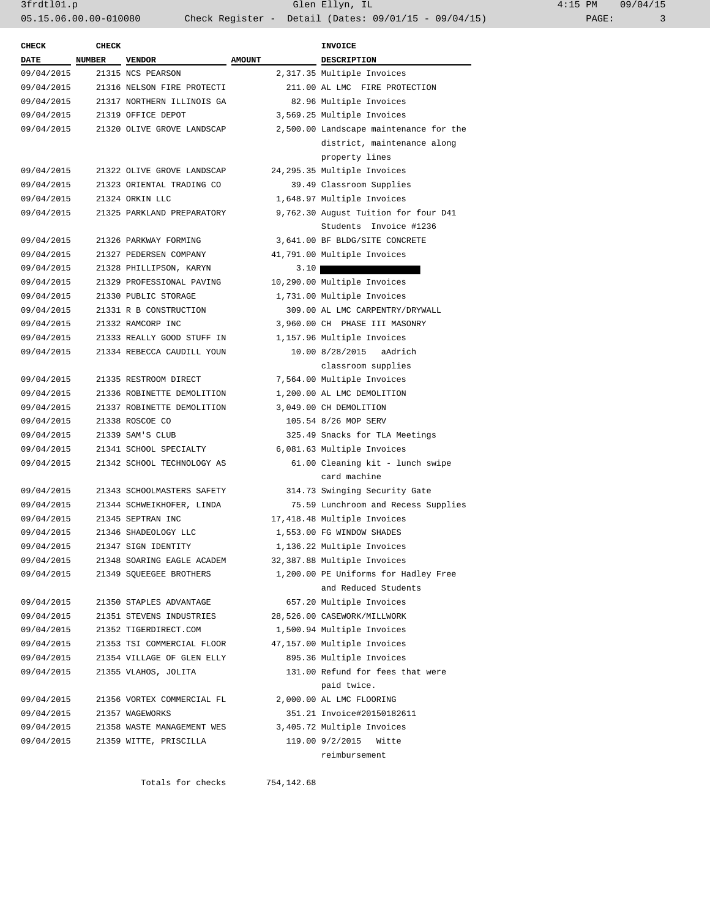| CHECK DATE | CHECK NUMBER | VENDOR | AMOUNT | INVOICE DESCRIPTION |
|---|---|---|---|---|
| 09/04/2015 | 21315 | NCS PEARSON | 2,317.35 | Multiple Invoices |
| 09/04/2015 | 21316 | NELSON FIRE PROTECTI | 211.00 | AL LMC FIRE PROTECTION |
| 09/04/2015 | 21317 | NORTHERN ILLINOIS GA | 82.96 | Multiple Invoices |
| 09/04/2015 | 21319 | OFFICE DEPOT | 3,569.25 | Multiple Invoices |
| 09/04/2015 | 21320 | OLIVE GROVE LANDSCAP | 2,500.00 | Landscape maintenance for the district, maintenance along property lines |
| 09/04/2015 | 21322 | OLIVE GROVE LANDSCAP | 24,295.35 | Multiple Invoices |
| 09/04/2015 | 21323 | ORIENTAL TRADING CO | 39.49 | Classroom Supplies |
| 09/04/2015 | 21324 | ORKIN LLC | 1,648.97 | Multiple Invoices |
| 09/04/2015 | 21325 | PARKLAND PREPARATORY | 9,762.30 | August Tuition for four D41 Students Invoice #1236 |
| 09/04/2015 | 21326 | PARKWAY FORMING | 3,641.00 | BF BLDG/SITE CONCRETE |
| 09/04/2015 | 21327 | PEDERSEN COMPANY | 41,791.00 | Multiple Invoices |
| 09/04/2015 | 21328 | PHILLIPSON, KARYN | 3.10 | |
| 09/04/2015 | 21329 | PROFESSIONAL PAVING | 10,290.00 | Multiple Invoices |
| 09/04/2015 | 21330 | PUBLIC STORAGE | 1,731.00 | Multiple Invoices |
| 09/04/2015 | 21331 | R B CONSTRUCTION | 309.00 | AL LMC CARPENTRY/DRYWALL |
| 09/04/2015 | 21332 | RAMCORP INC | 3,960.00 | CH PHASE III MASONRY |
| 09/04/2015 | 21333 | REALLY GOOD STUFF IN | 1,157.96 | Multiple Invoices |
| 09/04/2015 | 21334 | REBECCA CAUDILL YOUN | 10.00 | 8/28/2015 aAdrich classroom supplies |
| 09/04/2015 | 21335 | RESTROOM DIRECT | 7,564.00 | Multiple Invoices |
| 09/04/2015 | 21336 | ROBINETTE DEMOLITION | 1,200.00 | AL LMC DEMOLITION |
| 09/04/2015 | 21337 | ROBINETTE DEMOLITION | 3,049.00 | CH DEMOLITION |
| 09/04/2015 | 21338 | ROSCOE CO | 105.54 | 8/26 MOP SERV |
| 09/04/2015 | 21339 | SAM'S CLUB | 325.49 | Snacks for TLA Meetings |
| 09/04/2015 | 21341 | SCHOOL SPECIALTY | 6,081.63 | Multiple Invoices |
| 09/04/2015 | 21342 | SCHOOL TECHNOLOGY AS | 61.00 | Cleaning kit - lunch swipe card machine |
| 09/04/2015 | 21343 | SCHOOLMASTERS SAFETY | 314.73 | Swinging Security Gate |
| 09/04/2015 | 21344 | SCHWEIKHOFER, LINDA | 75.59 | Lunchroom and Recess Supplies |
| 09/04/2015 | 21345 | SEPTRAN INC | 17,418.48 | Multiple Invoices |
| 09/04/2015 | 21346 | SHADEOLOGY LLC | 1,553.00 | FG WINDOW SHADES |
| 09/04/2015 | 21347 | SIGN IDENTITY | 1,136.22 | Multiple Invoices |
| 09/04/2015 | 21348 | SOARING EAGLE ACADEM | 32,387.88 | Multiple Invoices |
| 09/04/2015 | 21349 | SQUEEGEE BROTHERS | 1,200.00 | PE Uniforms for Hadley Free and Reduced Students |
| 09/04/2015 | 21350 | STAPLES ADVANTAGE | 657.20 | Multiple Invoices |
| 09/04/2015 | 21351 | STEVENS INDUSTRIES | 28,526.00 | CASEWORK/MILLWORK |
| 09/04/2015 | 21352 | TIGERDIRECT.COM | 1,500.94 | Multiple Invoices |
| 09/04/2015 | 21353 | TSI COMMERCIAL FLOOR | 47,157.00 | Multiple Invoices |
| 09/04/2015 | 21354 | VILLAGE OF GLEN ELLY | 895.36 | Multiple Invoices |
| 09/04/2015 | 21355 | VLAHOS, JOLITA | 131.00 | Refund for fees that were paid twice. |
| 09/04/2015 | 21356 | VORTEX COMMERCIAL FL | 2,000.00 | AL LMC FLOORING |
| 09/04/2015 | 21357 | WAGEWORKS | 351.21 | Invoice#20150182611 |
| 09/04/2015 | 21358 | WASTE MANAGEMENT WES | 3,405.72 | Multiple Invoices |
| 09/04/2015 | 21359 | WITTE, PRISCILLA | 119.00 | 9/2/2015 Witte reimbursement |
| | | Totals for checks | 754,142.68 | |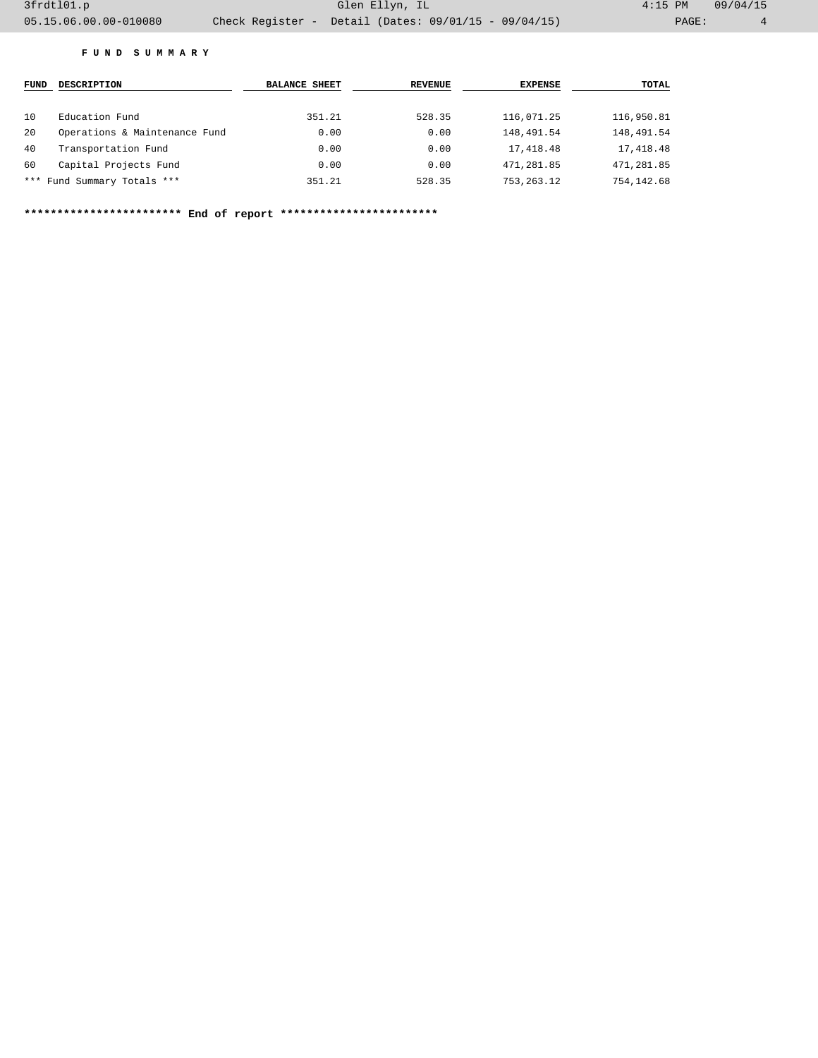**F U N D   S U M M A R Y**

| FUND | DESCRIPTION | BALANCE SHEET | REVENUE | EXPENSE | TOTAL |
|---|---|---|---|---|---|
| 10 | Education Fund | 351.21 | 528.35 | 116,071.25 | 116,950.81 |
| 20 | Operations & Maintenance Fund | 0.00 | 0.00 | 148,491.54 | 148,491.54 |
| 40 | Transportation Fund | 0.00 | 0.00 | 17,418.48 | 17,418.48 |
| 60 | Capital Projects Fund | 0.00 | 0.00 | 471,281.85 | 471,281.85 |
| *** Fund Summary Totals *** | | 351.21 | 528.35 | 753,263.12 | 754,142.68 |

************************ **End of report** ************************